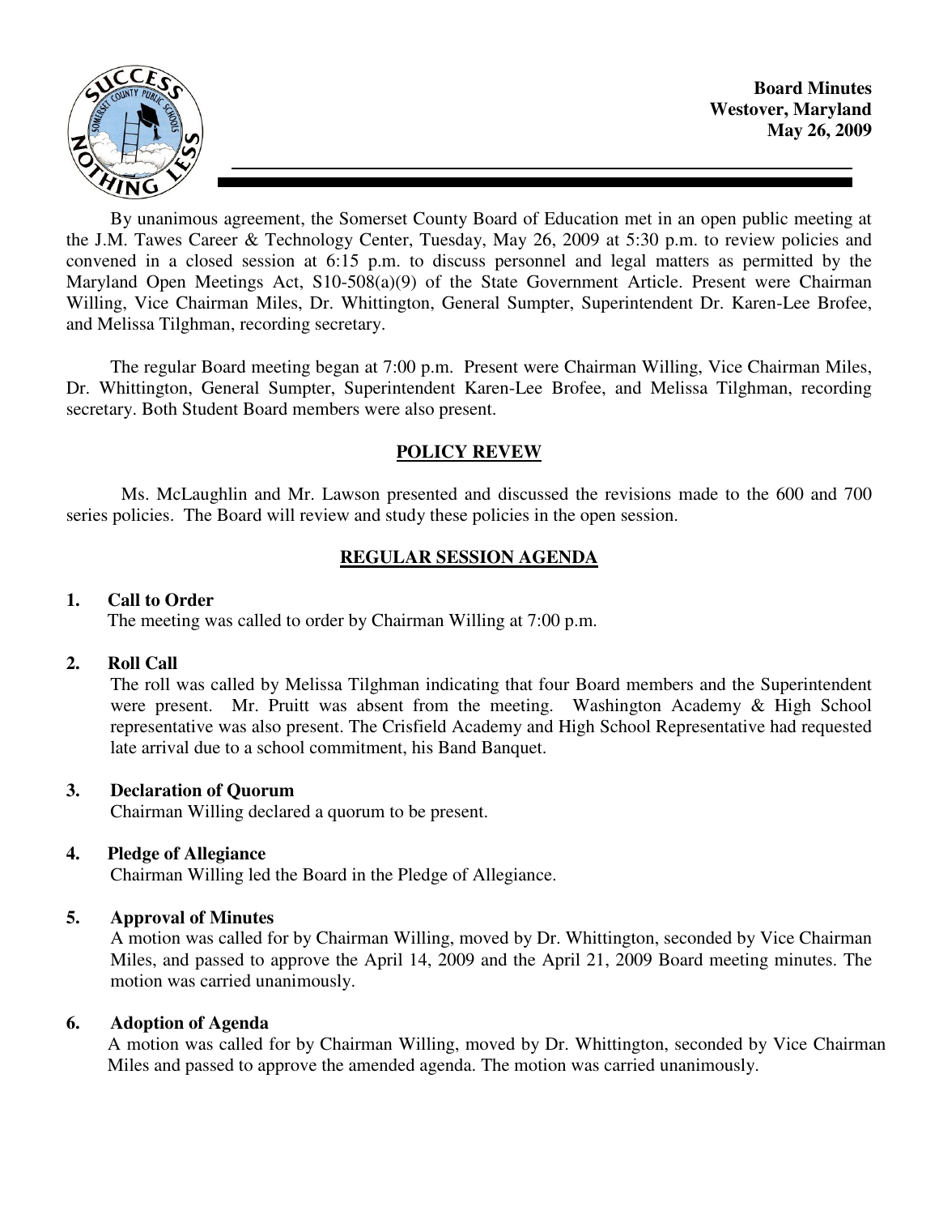**Board Minutes**
**Westover, Maryland**
**May 26, 2009**

By unanimous agreement, the Somerset County Board of Education met in an open public meeting at the J.M. Tawes Career & Technology Center, Tuesday, May 26, 2009 at 5:30 p.m. to review policies and convened in a closed session at 6:15 p.m. to discuss personnel and legal matters as permitted by the Maryland Open Meetings Act, S10-508(a)(9) of the State Government Article. Present were Chairman Willing, Vice Chairman Miles, Dr. Whittington, General Sumpter, Superintendent Dr. Karen-Lee Brofee, and Melissa Tilghman, recording secretary.

The regular Board meeting began at 7:00 p.m. Present were Chairman Willing, Vice Chairman Miles, Dr. Whittington, General Sumpter, Superintendent Karen-Lee Brofee, and Melissa Tilghman, recording secretary. Both Student Board members were also present.

## POLICY REVEW

Ms. McLaughlin and Mr. Lawson presented and discussed the revisions made to the 600 and 700 series policies. The Board will review and study these policies in the open session.

## REGULAR SESSION AGENDA

**1. Call to Order**

The meeting was called to order by Chairman Willing at 7:00 p.m.

**2. Roll Call**

The roll was called by Melissa Tilghman indicating that four Board members and the Superintendent were present. Mr. Pruitt was absent from the meeting. Washington Academy & High School representative was also present. The Crisfield Academy and High School Representative had requested late arrival due to a school commitment, his Band Banquet.

**3. Declaration of Quorum**

Chairman Willing declared a quorum to be present.

**4. Pledge of Allegiance**

Chairman Willing led the Board in the Pledge of Allegiance.

**5. Approval of Minutes**

A motion was called for by Chairman Willing, moved by Dr. Whittington, seconded by Vice Chairman Miles, and passed to approve the April 14, 2009 and the April 21, 2009 Board meeting minutes. The motion was carried unanimously.

**6. Adoption of Agenda**

A motion was called for by Chairman Willing, moved by Dr. Whittington, seconded by Vice Chairman Miles and passed to approve the amended agenda. The motion was carried unanimously.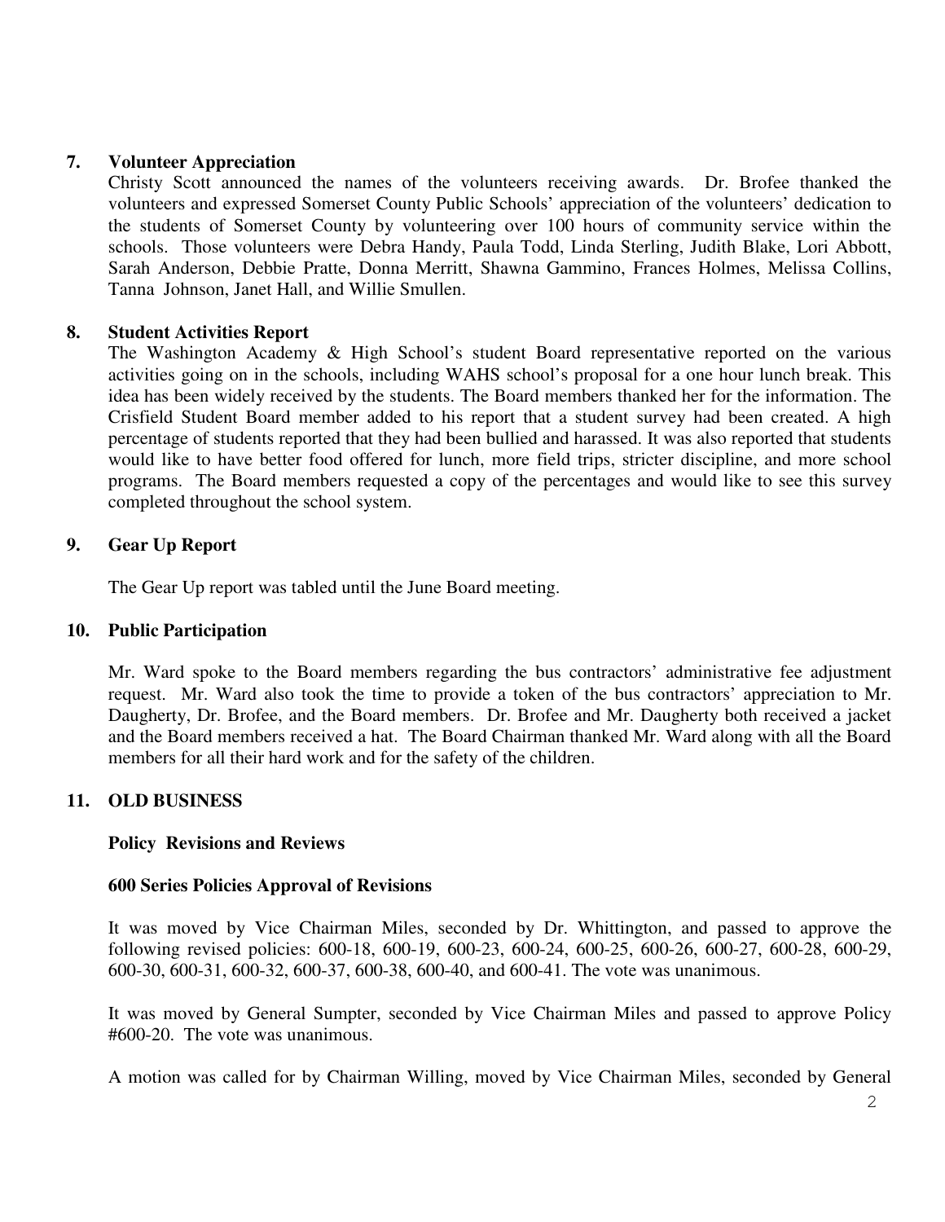## 7. Volunteer Appreciation

Christy Scott announced the names of the volunteers receiving awards. Dr. Brofee thanked the volunteers and expressed Somerset County Public Schools' appreciation of the volunteers' dedication to the students of Somerset County by volunteering over 100 hours of community service within the schools. Those volunteers were Debra Handy, Paula Todd, Linda Sterling, Judith Blake, Lori Abbott, Sarah Anderson, Debbie Pratte, Donna Merritt, Shawna Gammino, Frances Holmes, Melissa Collins, Tanna Johnson, Janet Hall, and Willie Smullen.

## 8. Student Activities Report

The Washington Academy & High School's student Board representative reported on the various activities going on in the schools, including WAHS school's proposal for a one hour lunch break. This idea has been widely received by the students. The Board members thanked her for the information. The Crisfield Student Board member added to his report that a student survey had been created. A high percentage of students reported that they had been bullied and harassed. It was also reported that students would like to have better food offered for lunch, more field trips, stricter discipline, and more school programs. The Board members requested a copy of the percentages and would like to see this survey completed throughout the school system.

## 9. Gear Up Report

The Gear Up report was tabled until the June Board meeting.

## 10. Public Participation

Mr. Ward spoke to the Board members regarding the bus contractors' administrative fee adjustment request. Mr. Ward also took the time to provide a token of the bus contractors' appreciation to Mr. Daugherty, Dr. Brofee, and the Board members. Dr. Brofee and Mr. Daugherty both received a jacket and the Board members received a hat. The Board Chairman thanked Mr. Ward along with all the Board members for all their hard work and for the safety of the children.

## 11. OLD BUSINESS

**Policy Revisions and Reviews**

**600 Series Policies Approval of Revisions**

It was moved by Vice Chairman Miles, seconded by Dr. Whittington, and passed to approve the following revised policies: 600-18, 600-19, 600-23, 600-24, 600-25, 600-26, 600-27, 600-28, 600-29, 600-30, 600-31, 600-32, 600-37, 600-38, 600-40, and 600-41. The vote was unanimous.

It was moved by General Sumpter, seconded by Vice Chairman Miles and passed to approve Policy #600-20. The vote was unanimous.

A motion was called for by Chairman Willing, moved by Vice Chairman Miles, seconded by General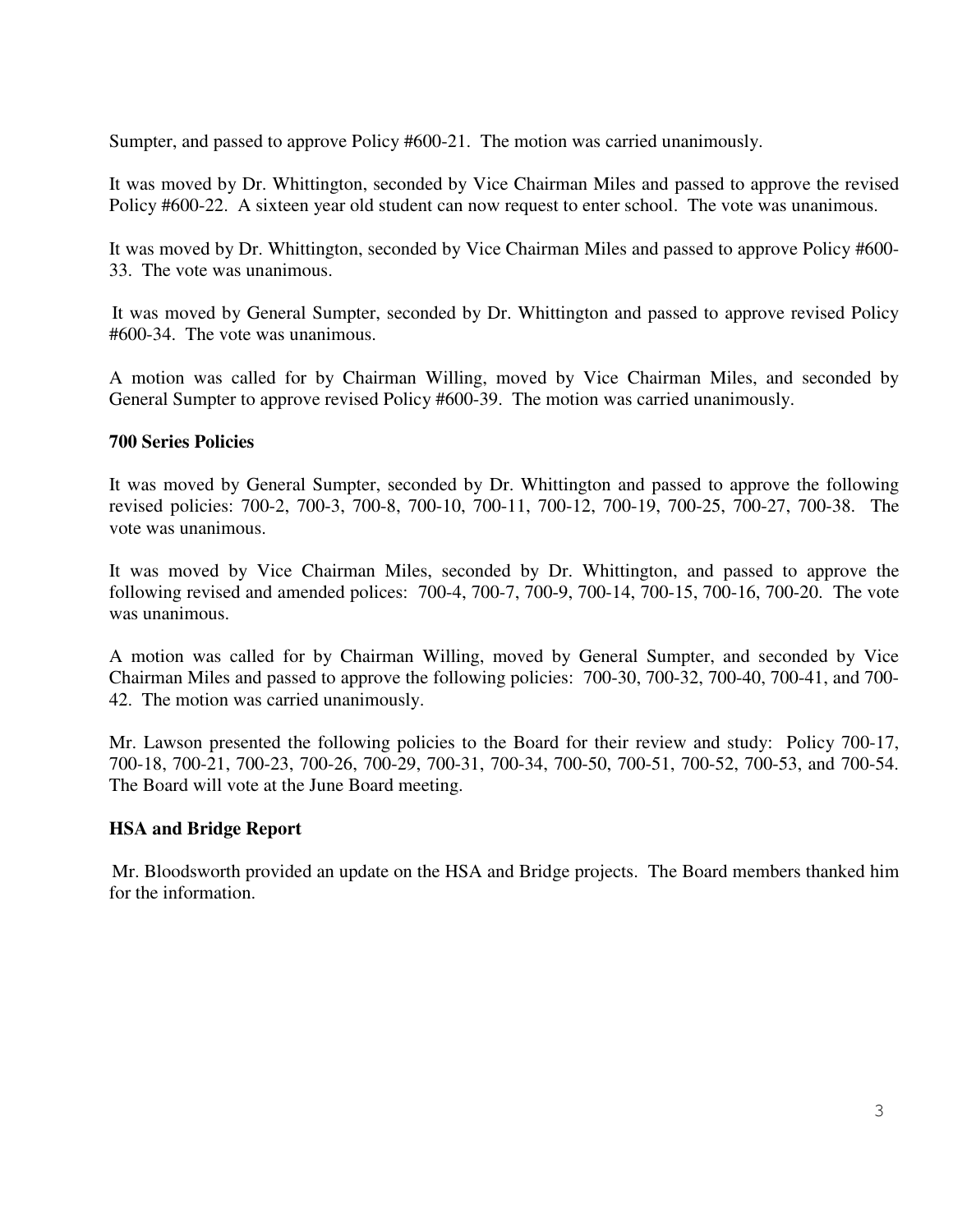Sumpter, and passed to approve Policy #600-21. The motion was carried unanimously.

It was moved by Dr. Whittington, seconded by Vice Chairman Miles and passed to approve the revised Policy #600-22. A sixteen year old student can now request to enter school. The vote was unanimous.

It was moved by Dr. Whittington, seconded by Vice Chairman Miles and passed to approve Policy #600-33. The vote was unanimous.

It was moved by General Sumpter, seconded by Dr. Whittington and passed to approve revised Policy #600-34. The vote was unanimous.

A motion was called for by Chairman Willing, moved by Vice Chairman Miles, and seconded by General Sumpter to approve revised Policy #600-39. The motion was carried unanimously.

**700 Series Policies**

It was moved by General Sumpter, seconded by Dr. Whittington and passed to approve the following revised policies: 700-2, 700-3, 700-8, 700-10, 700-11, 700-12, 700-19, 700-25, 700-27, 700-38. The vote was unanimous.

It was moved by Vice Chairman Miles, seconded by Dr. Whittington, and passed to approve the following revised and amended polices: 700-4, 700-7, 700-9, 700-14, 700-15, 700-16, 700-20. The vote was unanimous.

A motion was called for by Chairman Willing, moved by General Sumpter, and seconded by Vice Chairman Miles and passed to approve the following policies: 700-30, 700-32, 700-40, 700-41, and 700-42. The motion was carried unanimously.

Mr. Lawson presented the following policies to the Board for their review and study: Policy 700-17, 700-18, 700-21, 700-23, 700-26, 700-29, 700-31, 700-34, 700-50, 700-51, 700-52, 700-53, and 700-54. The Board will vote at the June Board meeting.

**HSA and Bridge Report**

Mr. Bloodsworth provided an update on the HSA and Bridge projects. The Board members thanked him for the information.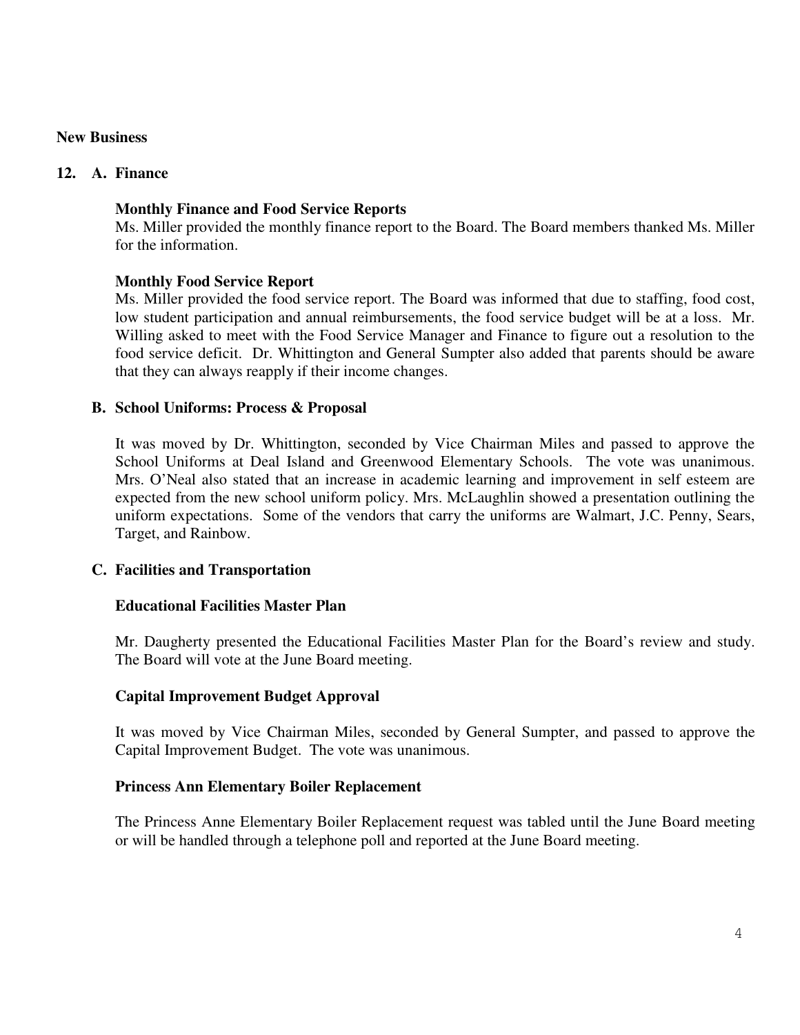**New Business**

**12. A. Finance**

**Monthly Finance and Food Service Reports**

Ms. Miller provided the monthly finance report to the Board. The Board members thanked Ms. Miller for the information.

**Monthly Food Service Report**

Ms. Miller provided the food service report. The Board was informed that due to staffing, food cost, low student participation and annual reimbursements, the food service budget will be at a loss. Mr. Willing asked to meet with the Food Service Manager and Finance to figure out a resolution to the food service deficit. Dr. Whittington and General Sumpter also added that parents should be aware that they can always reapply if their income changes.

**B. School Uniforms: Process & Proposal**

It was moved by Dr. Whittington, seconded by Vice Chairman Miles and passed to approve the School Uniforms at Deal Island and Greenwood Elementary Schools. The vote was unanimous. Mrs. O'Neal also stated that an increase in academic learning and improvement in self esteem are expected from the new school uniform policy. Mrs. McLaughlin showed a presentation outlining the uniform expectations. Some of the vendors that carry the uniforms are Walmart, J.C. Penny, Sears, Target, and Rainbow.

**C. Facilities and Transportation**

**Educational Facilities Master Plan**

Mr. Daugherty presented the Educational Facilities Master Plan for the Board's review and study. The Board will vote at the June Board meeting.

**Capital Improvement Budget Approval**

It was moved by Vice Chairman Miles, seconded by General Sumpter, and passed to approve the Capital Improvement Budget. The vote was unanimous.

**Princess Ann Elementary Boiler Replacement**

The Princess Anne Elementary Boiler Replacement request was tabled until the June Board meeting or will be handled through a telephone poll and reported at the June Board meeting.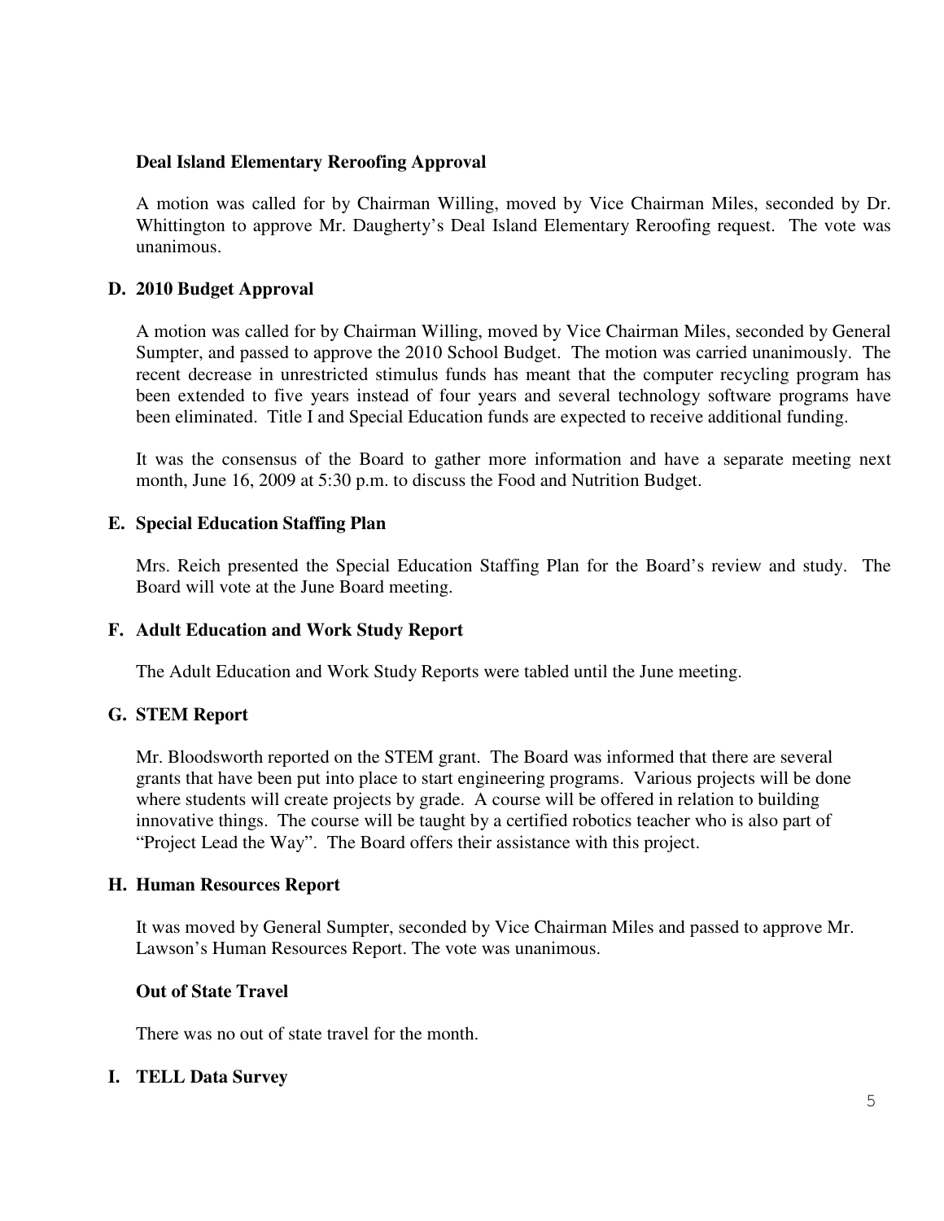**Deal Island Elementary Reroofing Approval**

A motion was called for by Chairman Willing, moved by Vice Chairman Miles, seconded by Dr. Whittington to approve Mr. Daugherty's Deal Island Elementary Reroofing request. The vote was unanimous.

**D. 2010 Budget Approval**

A motion was called for by Chairman Willing, moved by Vice Chairman Miles, seconded by General Sumpter, and passed to approve the 2010 School Budget. The motion was carried unanimously. The recent decrease in unrestricted stimulus funds has meant that the computer recycling program has been extended to five years instead of four years and several technology software programs have been eliminated. Title I and Special Education funds are expected to receive additional funding.

It was the consensus of the Board to gather more information and have a separate meeting next month, June 16, 2009 at 5:30 p.m. to discuss the Food and Nutrition Budget.

**E. Special Education Staffing Plan**

Mrs. Reich presented the Special Education Staffing Plan for the Board's review and study. The Board will vote at the June Board meeting.

**F. Adult Education and Work Study Report**

The Adult Education and Work Study Reports were tabled until the June meeting.

**G. STEM Report**

Mr. Bloodsworth reported on the STEM grant. The Board was informed that there are several grants that have been put into place to start engineering programs. Various projects will be done where students will create projects by grade. A course will be offered in relation to building innovative things. The course will be taught by a certified robotics teacher who is also part of "Project Lead the Way". The Board offers their assistance with this project.

**H. Human Resources Report**

It was moved by General Sumpter, seconded by Vice Chairman Miles and passed to approve Mr. Lawson's Human Resources Report. The vote was unanimous.

**Out of State Travel**

There was no out of state travel for the month.

**I. TELL Data Survey**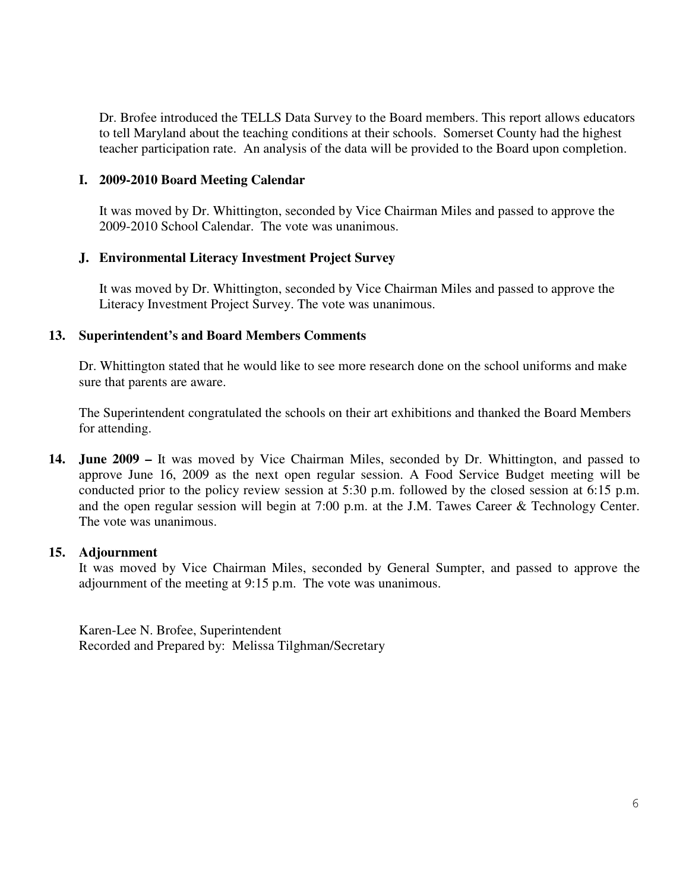Dr. Brofee introduced the TELLS Data Survey to the Board members. This report allows educators to tell Maryland about the teaching conditions at their schools. Somerset County had the highest teacher participation rate. An analysis of the data will be provided to the Board upon completion.

**I. 2009-2010 Board Meeting Calendar**

It was moved by Dr. Whittington, seconded by Vice Chairman Miles and passed to approve the 2009-2010 School Calendar. The vote was unanimous.

**J. Environmental Literacy Investment Project Survey**

It was moved by Dr. Whittington, seconded by Vice Chairman Miles and passed to approve the Literacy Investment Project Survey. The vote was unanimous.

**13. Superintendent's and Board Members Comments**

Dr. Whittington stated that he would like to see more research done on the school uniforms and make sure that parents are aware.

The Superintendent congratulated the schools on their art exhibitions and thanked the Board Members for attending.

**14. June 2009 –** It was moved by Vice Chairman Miles, seconded by Dr. Whittington, and passed to approve June 16, 2009 as the next open regular session. A Food Service Budget meeting will be conducted prior to the policy review session at 5:30 p.m. followed by the closed session at 6:15 p.m. and the open regular session will begin at 7:00 p.m. at the J.M. Tawes Career & Technology Center. The vote was unanimous.

**15. Adjournment**
It was moved by Vice Chairman Miles, seconded by General Sumpter, and passed to approve the adjournment of the meeting at 9:15 p.m. The vote was unanimous.

Karen-Lee N. Brofee, Superintendent
Recorded and Prepared by: Melissa Tilghman/Secretary